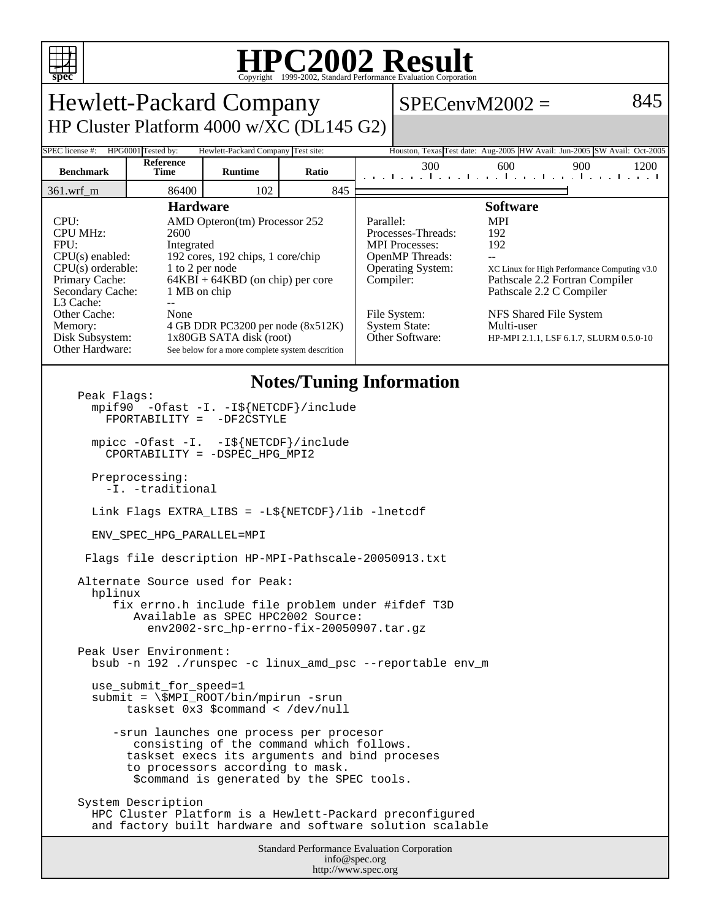# HPC2002 Result

Copyright 1999-2002, Standard Performance Evaluation Corporation

## Hewlett-Packard Company

### HP Cluster Platform 4000 w/XC (DL145 G2)

**SPECenvM2002 = 845**

| SPEC license #: | HPG0001 | Tested by: | Hewlett-Packard Company | Test site: | Houston, Texas | Test date: | Aug-2005 | HW Avail: | Jun-2005 | SW Avail: | Oct-2005 |
|---|---|---|---|---|---|---|---|---|---|---|---|

| Benchmark | Reference Time | Runtime | Ratio |
|---|---|---|---|
| 361.wrf_m | 86400 | 102 | 845 |

### Hardware

| | |
|---|---|
| CPU: | AMD Opteron(tm) Processor 252 |
| CPU MHz: | 2600 |
| FPU: | Integrated |
| CPU(s) enabled: | 192 cores, 192 chips, 1 core/chip |
| CPU(s) orderable: | 1 to 2 per node |
| Primary Cache: | 64KBI + 64KBD (on chip) per core |
| Secondary Cache: | 1 MB on chip |
| L3 Cache: | -- |
| Other Cache: | None |
| Memory: | 4 GB DDR PC3200 per node (8x512K) |
| Disk Subsystem: | 1x80GB SATA disk (root) |
| Other Hardware: | See below for a more complete system descrition |

### Software

| | |
|---|---|
| Parallel: | MPI |
| Processes-Threads: | 192 |
| MPI Processes: | 192 |
| OpenMP Threads: | -- |
| Operating System: | XC Linux for High Performance Computing v3.0 |
| Compiler: | Pathscale 2.2 Fortran Compiler<br>Pathscale 2.2 C Compiler |
| File System: | NFS Shared File System |
| System State: | Multi-user |
| Other Software: | HP-MPI 2.1.1, LSF 6.1.7, SLURM 0.5.0-10 |

### Notes/Tuning Information

```
Peak Flags:
  mpif90  -Ofast -I. -I${NETCDF}/include
    FPORTABILITY =  -DF2CSTYLE

  mpicc -Ofast -I.  -I${NETCDF}/include
    CPORTABILITY = -DSPEC_HPG_MPI2

  Preprocessing:
    -I. -traditional

  Link Flags EXTRA_LIBS = -L${NETCDF}/lib -lnetcdf

  ENV_SPEC_HPG_PARALLEL=MPI

 Flags file description HP-MPI-Pathscale-20050913.txt

Alternate Source used for Peak:
  hplinux
     fix errno.h include file problem under #ifdef T3D
        Available as SPEC HPC2002 Source:
          env2002-src_hp-errno-fix-20050907.tar.gz

Peak User Environment:
  bsub -n 192 ./runspec -c linux_amd_psc --reportable env_m

  use_submit_for_speed=1
  submit = \$MPI_ROOT/bin/mpirun -srun
       taskset 0x3 $command < /dev/null

     -srun launches one process per procesor
        consisting of the command which follows.
       taskset execs its arguments and bind proceses
       to processors according to mask.
        $command is generated by the SPEC tools.

System Description
  HPC Cluster Platform is a Hewlett-Packard preconfigured
  and factory built hardware and software solution scalable
```

Standard Performance Evaluation Corporation
info@spec.org
http://www.spec.org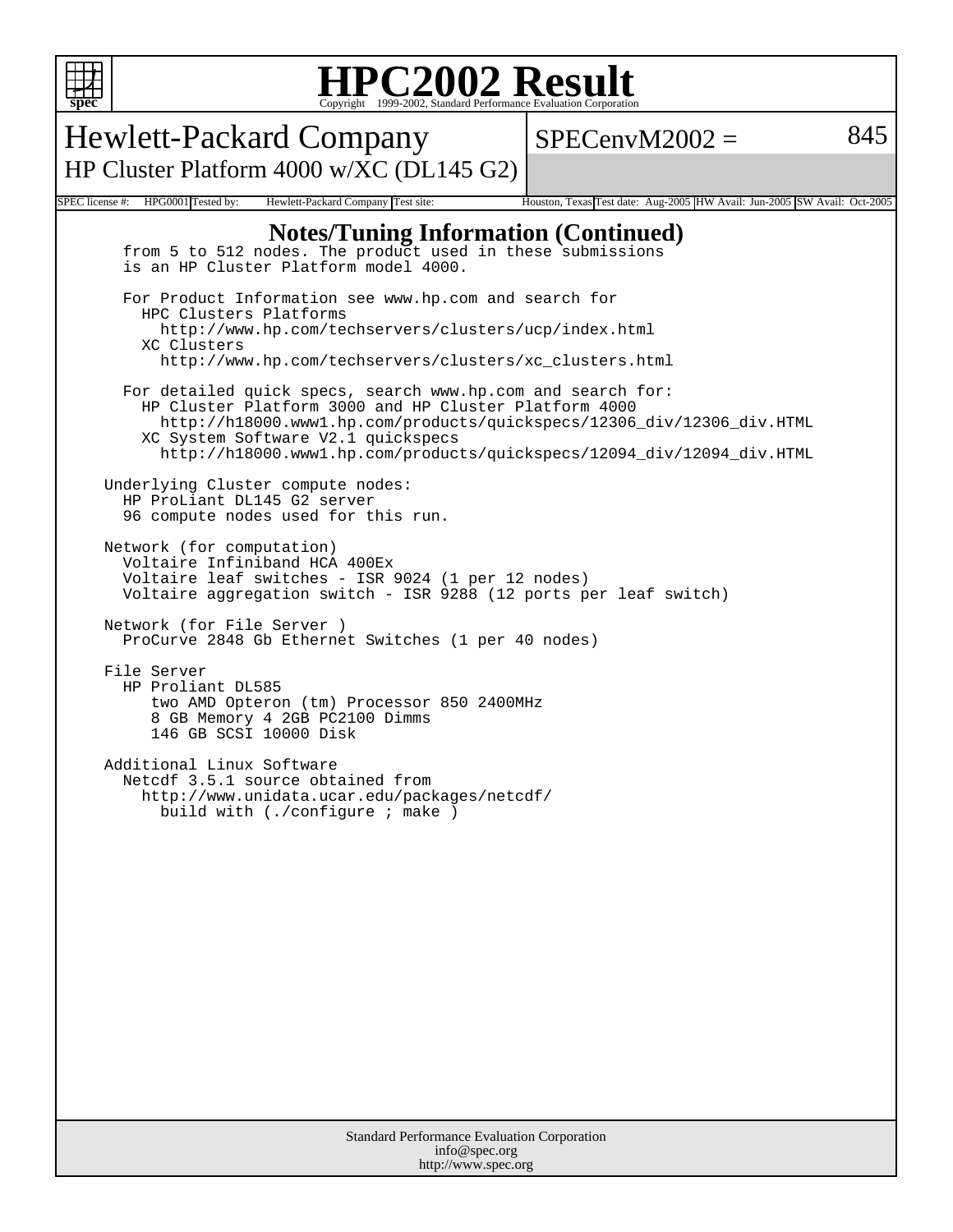# HPC2002 Result

Copyright 1999-2002, Standard Performance Evaluation Corporation

## Hewlett-Packard Company

## HP Cluster Platform 4000 w/XC (DL145 G2)

SPECenvM2002 = 845

| SPEC license #: | HPG0001 | Tested by: | Hewlett-Packard Company | Test site: | Houston, Texas | Test date: | Aug-2005 | HW Avail: | Jun-2005 | SW Avail: | Oct-2005 |
|---|---|---|---|---|---|---|---|---|---|---|---|

### Notes/Tuning Information (Continued)

```
    from 5 to 512 nodes. The product used in these submissions
    is an HP Cluster Platform model 4000.

    For Product Information see www.hp.com and search for
      HPC Clusters Platforms
        http://www.hp.com/techservers/clusters/ucp/index.html
      XC Clusters
        http://www.hp.com/techservers/clusters/xc_clusters.html

    For detailed quick specs, search www.hp.com and search for:
      HP Cluster Platform 3000 and HP Cluster Platform 4000
        http://h18000.www1.hp.com/products/quickspecs/12306_div/12306_div.HTML
      XC System Software V2.1 quickspecs
        http://h18000.www1.hp.com/products/quickspecs/12094_div/12094_div.HTML

  Underlying Cluster compute nodes:
    HP ProLiant DL145 G2 server
    96 compute nodes used for this run.

  Network (for computation)
    Voltaire Infiniband HCA 400Ex
    Voltaire leaf switches - ISR 9024 (1 per 12 nodes)
    Voltaire aggregation switch - ISR 9288 (12 ports per leaf switch)

  Network (for File Server )
    ProCurve 2848 Gb Ethernet Switches (1 per 40 nodes)

  File Server
    HP Proliant DL585
       two AMD Opteron (tm) Processor 850 2400MHz
       8 GB Memory 4 2GB PC2100 Dimms
       146 GB SCSI 10000 Disk

  Additional Linux Software
    Netcdf 3.5.1 source obtained from
      http://www.unidata.ucar.edu/packages/netcdf/
        build with (./configure ; make )
```

Standard Performance Evaluation Corporation
info@spec.org
http://www.spec.org